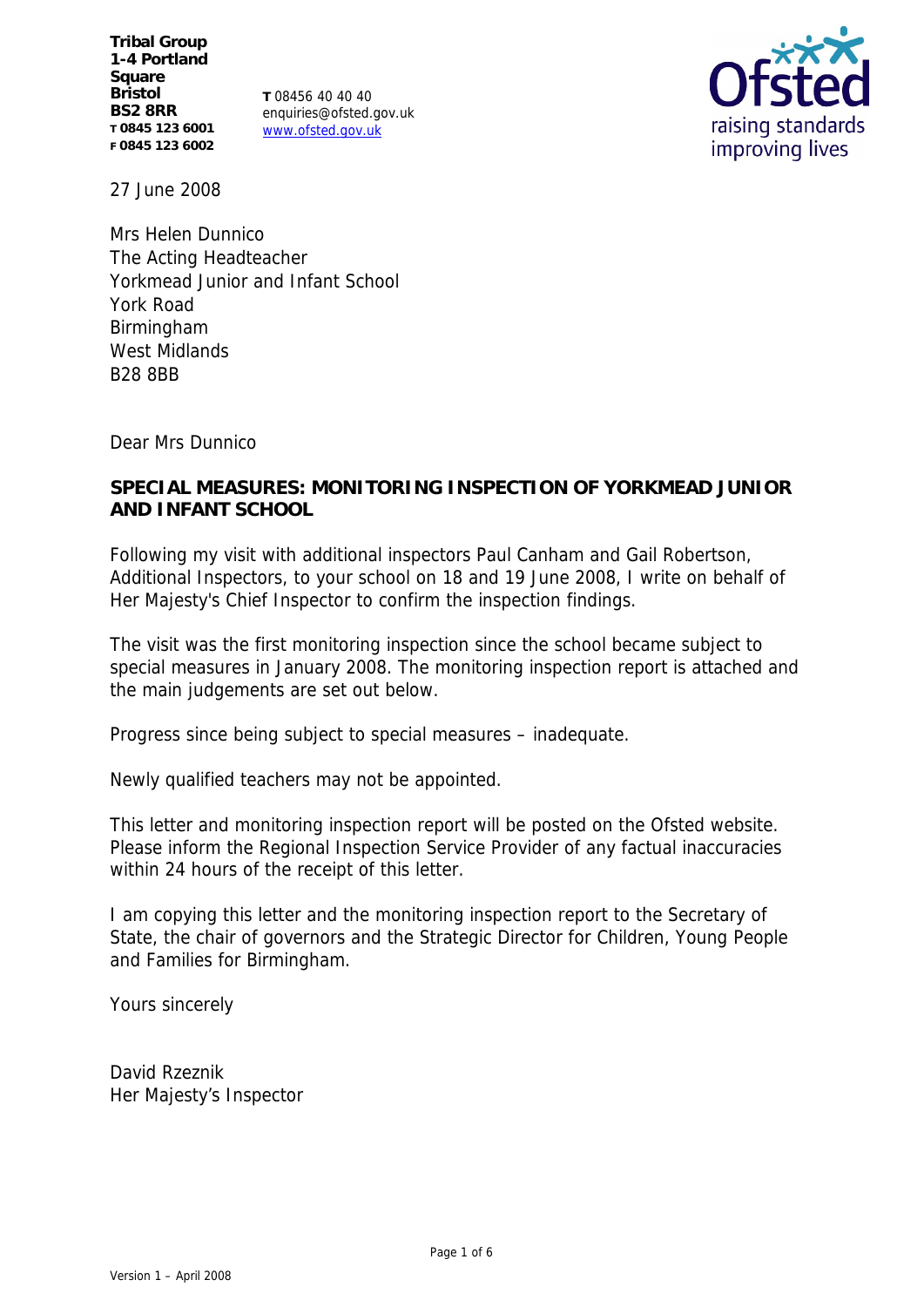**Tribal Group**
**1-4 Portland Square**
**Bristol**
**BS2 8RR**
**T 0845 123 6001**
**F 0845 123 6002**

**T** 08456 40 40 40
enquiries@ofsted.gov.uk
www.ofsted.gov.uk

27 June 2008

Mrs Helen Dunnico
The Acting Headteacher
Yorkmead Junior and Infant School
York Road
Birmingham
West Midlands
B28 8BB

Dear Mrs Dunnico

**SPECIAL MEASURES: MONITORING INSPECTION OF YORKMEAD JUNIOR AND INFANT SCHOOL**

Following my visit with additional inspectors Paul Canham and Gail Robertson, Additional Inspectors, to your school on 18 and 19 June 2008, I write on behalf of Her Majesty's Chief Inspector to confirm the inspection findings.

The visit was the first monitoring inspection since the school became subject to special measures in January 2008. The monitoring inspection report is attached and the main judgements are set out below.

Progress since being subject to special measures – inadequate.

Newly qualified teachers may not be appointed.

This letter and monitoring inspection report will be posted on the Ofsted website. Please inform the Regional Inspection Service Provider of any factual inaccuracies within 24 hours of the receipt of this letter.

I am copying this letter and the monitoring inspection report to the Secretary of State, the chair of governors and the Strategic Director for Children, Young People and Families for Birmingham.

Yours sincerely

David Rzeznik
Her Majesty's Inspector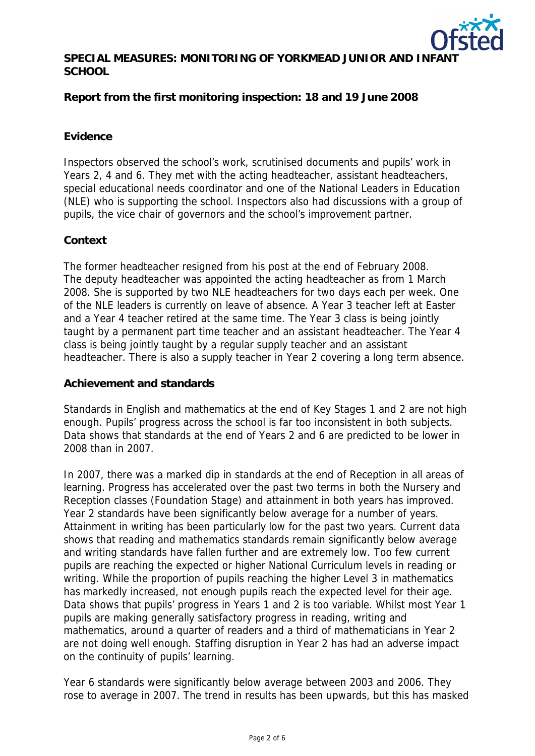**SPECIAL MEASURES: MONITORING OF YORKMEAD JUNIOR AND INFANT SCHOOL**

**Report from the first monitoring inspection: 18 and 19 June 2008**

**Evidence**

Inspectors observed the school's work, scrutinised documents and pupils' work in Years 2, 4 and 6. They met with the acting headteacher, assistant headteachers, special educational needs coordinator and one of the National Leaders in Education (NLE) who is supporting the school. Inspectors also had discussions with a group of pupils, the vice chair of governors and the school's improvement partner.

**Context**

The former headteacher resigned from his post at the end of February 2008. The deputy headteacher was appointed the acting headteacher as from 1 March 2008. She is supported by two NLE headteachers for two days each per week. One of the NLE leaders is currently on leave of absence. A Year 3 teacher left at Easter and a Year 4 teacher retired at the same time. The Year 3 class is being jointly taught by a permanent part time teacher and an assistant headteacher. The Year 4 class is being jointly taught by a regular supply teacher and an assistant headteacher. There is also a supply teacher in Year 2 covering a long term absence.

**Achievement and standards**

Standards in English and mathematics at the end of Key Stages 1 and 2 are not high enough. Pupils' progress across the school is far too inconsistent in both subjects. Data shows that standards at the end of Years 2 and 6 are predicted to be lower in 2008 than in 2007.

In 2007, there was a marked dip in standards at the end of Reception in all areas of learning. Progress has accelerated over the past two terms in both the Nursery and Reception classes (Foundation Stage) and attainment in both years has improved. Year 2 standards have been significantly below average for a number of years. Attainment in writing has been particularly low for the past two years. Current data shows that reading and mathematics standards remain significantly below average and writing standards have fallen further and are extremely low. Too few current pupils are reaching the expected or higher National Curriculum levels in reading or writing. While the proportion of pupils reaching the higher Level 3 in mathematics has markedly increased, not enough pupils reach the expected level for their age. Data shows that pupils' progress in Years 1 and 2 is too variable. Whilst most Year 1 pupils are making generally satisfactory progress in reading, writing and mathematics, around a quarter of readers and a third of mathematicians in Year 2 are not doing well enough. Staffing disruption in Year 2 has had an adverse impact on the continuity of pupils' learning.

Year 6 standards were significantly below average between 2003 and 2006. They rose to average in 2007. The trend in results has been upwards, but this has masked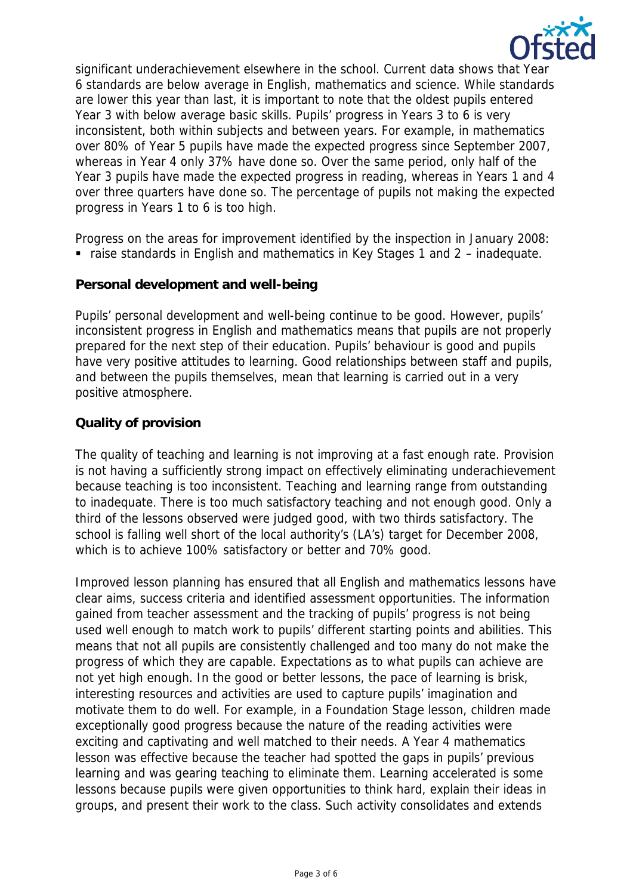significant underachievement elsewhere in the school. Current data shows that Year 6 standards are below average in English, mathematics and science. While standards are lower this year than last, it is important to note that the oldest pupils entered Year 3 with below average basic skills. Pupils' progress in Years 3 to 6 is very inconsistent, both within subjects and between years. For example, in mathematics over 80% of Year 5 pupils have made the expected progress since September 2007, whereas in Year 4 only 37% have done so. Over the same period, only half of the Year 3 pupils have made the expected progress in reading, whereas in Years 1 and 4 over three quarters have done so. The percentage of pupils not making the expected progress in Years 1 to 6 is too high.

Progress on the areas for improvement identified by the inspection in January 2008:

- raise standards in English and mathematics in Key Stages 1 and 2 – inadequate.

**Personal development and well-being**

Pupils' personal development and well-being continue to be good. However, pupils' inconsistent progress in English and mathematics means that pupils are not properly prepared for the next step of their education. Pupils' behaviour is good and pupils have very positive attitudes to learning. Good relationships between staff and pupils, and between the pupils themselves, mean that learning is carried out in a very positive atmosphere.

**Quality of provision**

The quality of teaching and learning is not improving at a fast enough rate. Provision is not having a sufficiently strong impact on effectively eliminating underachievement because teaching is too inconsistent. Teaching and learning range from outstanding to inadequate. There is too much satisfactory teaching and not enough good. Only a third of the lessons observed were judged good, with two thirds satisfactory. The school is falling well short of the local authority's (LA's) target for December 2008, which is to achieve 100% satisfactory or better and 70% good.

Improved lesson planning has ensured that all English and mathematics lessons have clear aims, success criteria and identified assessment opportunities. The information gained from teacher assessment and the tracking of pupils' progress is not being used well enough to match work to pupils' different starting points and abilities. This means that not all pupils are consistently challenged and too many do not make the progress of which they are capable. Expectations as to what pupils can achieve are not yet high enough. In the good or better lessons, the pace of learning is brisk, interesting resources and activities are used to capture pupils' imagination and motivate them to do well. For example, in a Foundation Stage lesson, children made exceptionally good progress because the nature of the reading activities were exciting and captivating and well matched to their needs. A Year 4 mathematics lesson was effective because the teacher had spotted the gaps in pupils' previous learning and was gearing teaching to eliminate them. Learning accelerated is some lessons because pupils were given opportunities to think hard, explain their ideas in groups, and present their work to the class. Such activity consolidates and extends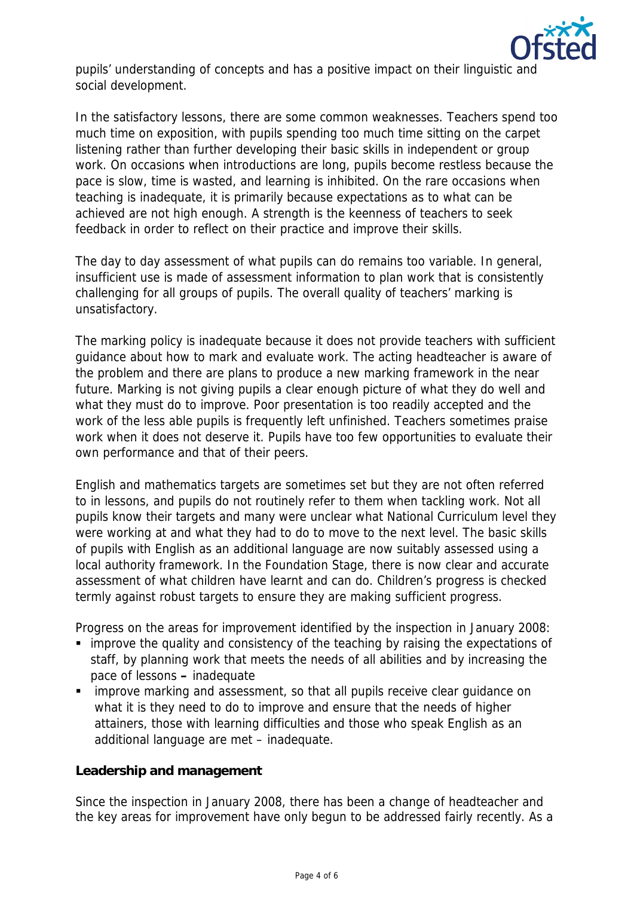pupils' understanding of concepts and has a positive impact on their linguistic and social development.

In the satisfactory lessons, there are some common weaknesses. Teachers spend too much time on exposition, with pupils spending too much time sitting on the carpet listening rather than further developing their basic skills in independent or group work. On occasions when introductions are long, pupils become restless because the pace is slow, time is wasted, and learning is inhibited. On the rare occasions when teaching is inadequate, it is primarily because expectations as to what can be achieved are not high enough. A strength is the keenness of teachers to seek feedback in order to reflect on their practice and improve their skills.

The day to day assessment of what pupils can do remains too variable. In general, insufficient use is made of assessment information to plan work that is consistently challenging for all groups of pupils. The overall quality of teachers' marking is unsatisfactory.

The marking policy is inadequate because it does not provide teachers with sufficient guidance about how to mark and evaluate work. The acting headteacher is aware of the problem and there are plans to produce a new marking framework in the near future. Marking is not giving pupils a clear enough picture of what they do well and what they must do to improve. Poor presentation is too readily accepted and the work of the less able pupils is frequently left unfinished. Teachers sometimes praise work when it does not deserve it. Pupils have too few opportunities to evaluate their own performance and that of their peers.

English and mathematics targets are sometimes set but they are not often referred to in lessons, and pupils do not routinely refer to them when tackling work. Not all pupils know their targets and many were unclear what National Curriculum level they were working at and what they had to do to move to the next level. The basic skills of pupils with English as an additional language are now suitably assessed using a local authority framework. In the Foundation Stage, there is now clear and accurate assessment of what children have learnt and can do. Children's progress is checked termly against robust targets to ensure they are making sufficient progress.

Progress on the areas for improvement identified by the inspection in January 2008:

- improve the quality and consistency of the teaching by raising the expectations of staff, by planning work that meets the needs of all abilities and by increasing the pace of lessons **–** inadequate
- improve marking and assessment, so that all pupils receive clear guidance on what it is they need to do to improve and ensure that the needs of higher attainers, those with learning difficulties and those who speak English as an additional language are met – inadequate.

**Leadership and management**

Since the inspection in January 2008, there has been a change of headteacher and the key areas for improvement have only begun to be addressed fairly recently. As a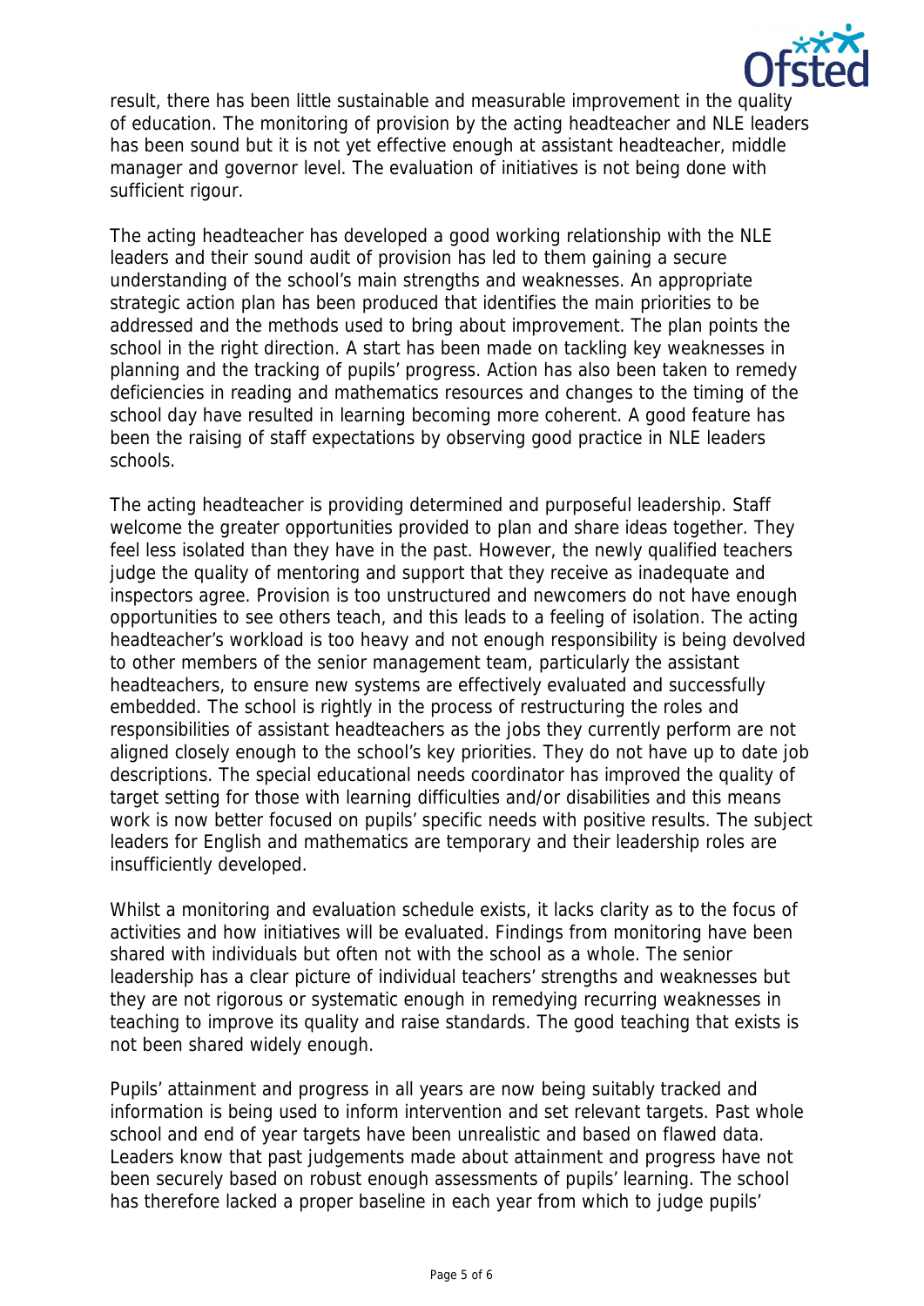result, there has been little sustainable and measurable improvement in the quality of education. The monitoring of provision by the acting headteacher and NLE leaders has been sound but it is not yet effective enough at assistant headteacher, middle manager and governor level. The evaluation of initiatives is not being done with sufficient rigour.

The acting headteacher has developed a good working relationship with the NLE leaders and their sound audit of provision has led to them gaining a secure understanding of the school's main strengths and weaknesses. An appropriate strategic action plan has been produced that identifies the main priorities to be addressed and the methods used to bring about improvement. The plan points the school in the right direction. A start has been made on tackling key weaknesses in planning and the tracking of pupils' progress. Action has also been taken to remedy deficiencies in reading and mathematics resources and changes to the timing of the school day have resulted in learning becoming more coherent. A good feature has been the raising of staff expectations by observing good practice in NLE leaders schools.

The acting headteacher is providing determined and purposeful leadership. Staff welcome the greater opportunities provided to plan and share ideas together. They feel less isolated than they have in the past. However, the newly qualified teachers judge the quality of mentoring and support that they receive as inadequate and inspectors agree. Provision is too unstructured and newcomers do not have enough opportunities to see others teach, and this leads to a feeling of isolation. The acting headteacher's workload is too heavy and not enough responsibility is being devolved to other members of the senior management team, particularly the assistant headteachers, to ensure new systems are effectively evaluated and successfully embedded. The school is rightly in the process of restructuring the roles and responsibilities of assistant headteachers as the jobs they currently perform are not aligned closely enough to the school's key priorities. They do not have up to date job descriptions. The special educational needs coordinator has improved the quality of target setting for those with learning difficulties and/or disabilities and this means work is now better focused on pupils' specific needs with positive results. The subject leaders for English and mathematics are temporary and their leadership roles are insufficiently developed.

Whilst a monitoring and evaluation schedule exists, it lacks clarity as to the focus of activities and how initiatives will be evaluated. Findings from monitoring have been shared with individuals but often not with the school as a whole. The senior leadership has a clear picture of individual teachers' strengths and weaknesses but they are not rigorous or systematic enough in remedying recurring weaknesses in teaching to improve its quality and raise standards. The good teaching that exists is not been shared widely enough.

Pupils' attainment and progress in all years are now being suitably tracked and information is being used to inform intervention and set relevant targets. Past whole school and end of year targets have been unrealistic and based on flawed data. Leaders know that past judgements made about attainment and progress have not been securely based on robust enough assessments of pupils' learning. The school has therefore lacked a proper baseline in each year from which to judge pupils'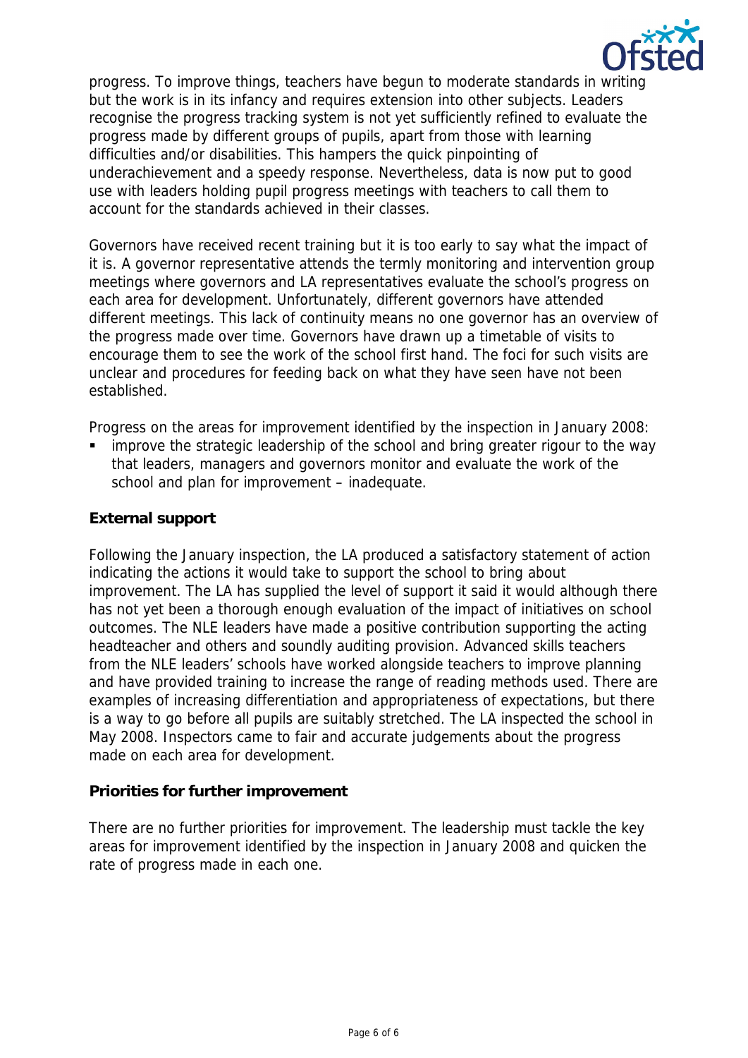progress. To improve things, teachers have begun to moderate standards in writing but the work is in its infancy and requires extension into other subjects. Leaders recognise the progress tracking system is not yet sufficiently refined to evaluate the progress made by different groups of pupils, apart from those with learning difficulties and/or disabilities. This hampers the quick pinpointing of underachievement and a speedy response. Nevertheless, data is now put to good use with leaders holding pupil progress meetings with teachers to call them to account for the standards achieved in their classes.

Governors have received recent training but it is too early to say what the impact of it is. A governor representative attends the termly monitoring and intervention group meetings where governors and LA representatives evaluate the school's progress on each area for development. Unfortunately, different governors have attended different meetings. This lack of continuity means no one governor has an overview of the progress made over time. Governors have drawn up a timetable of visits to encourage them to see the work of the school first hand. The foci for such visits are unclear and procedures for feeding back on what they have seen have not been established.

Progress on the areas for improvement identified by the inspection in January 2008:

- improve the strategic leadership of the school and bring greater rigour to the way that leaders, managers and governors monitor and evaluate the work of the school and plan for improvement – inadequate.

**External support**

Following the January inspection, the LA produced a satisfactory statement of action indicating the actions it would take to support the school to bring about improvement. The LA has supplied the level of support it said it would although there has not yet been a thorough enough evaluation of the impact of initiatives on school outcomes. The NLE leaders have made a positive contribution supporting the acting headteacher and others and soundly auditing provision. Advanced skills teachers from the NLE leaders' schools have worked alongside teachers to improve planning and have provided training to increase the range of reading methods used. There are examples of increasing differentiation and appropriateness of expectations, but there is a way to go before all pupils are suitably stretched. The LA inspected the school in May 2008. Inspectors came to fair and accurate judgements about the progress made on each area for development.

**Priorities for further improvement**

There are no further priorities for improvement. The leadership must tackle the key areas for improvement identified by the inspection in January 2008 and quicken the rate of progress made in each one.